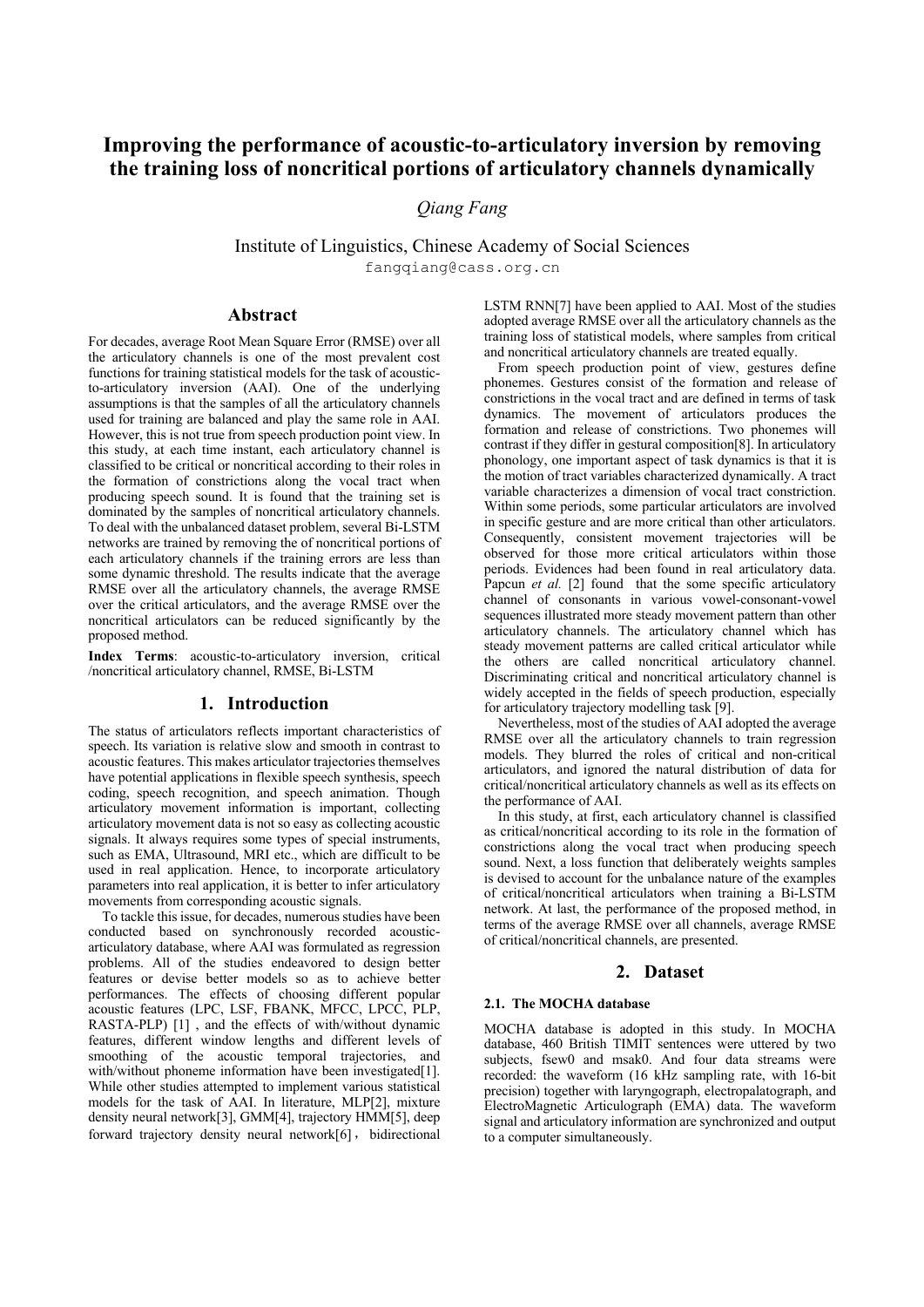# Improving the performance of acoustic-to-articulatory inversion by removing the training loss of noncritical portions of articulatory channels dynamically

*Qiang Fang*

Institute of Linguistics, Chinese Academy of Social Sciences

fangqiang@cass.org.cn

## Abstract

For decades, average Root Mean Square Error (RMSE) over all the articulatory channels is one of the most prevalent cost functions for training statistical models for the task of acoustic-to-articulatory inversion (AAI). One of the underlying assumptions is that the samples of all the articulatory channels used for training are balanced and play the same role in AAI. However, this is not true from speech production point view. In this study, at each time instant, each articulatory channel is classified to be critical or noncritical according to their roles in the formation of constrictions along the vocal tract when producing speech sound. It is found that the training set is dominated by the samples of noncritical articulatory channels. To deal with the unbalanced dataset problem, several Bi-LSTM networks are trained by removing the of noncritical portions of each articulatory channels if the training errors are less than some dynamic threshold. The results indicate that the average RMSE over all the articulatory channels, the average RMSE over the critical articulators, and the average RMSE over the noncritical articulators can be reduced significantly by the proposed method.

**Index Terms**: acoustic-to-articulatory inversion, critical /noncritical articulatory channel, RMSE, Bi-LSTM

## 1. Introduction

The status of articulators reflects important characteristics of speech. Its variation is relative slow and smooth in contrast to acoustic features. This makes articulator trajectories themselves have potential applications in flexible speech synthesis, speech coding, speech recognition, and speech animation. Though articulatory movement information is important, collecting articulatory movement data is not so easy as collecting acoustic signals. It always requires some types of special instruments, such as EMA, Ultrasound, MRI etc., which are difficult to be used in real application. Hence, to incorporate articulatory parameters into real application, it is better to infer articulatory movements from corresponding acoustic signals.

To tackle this issue, for decades, numerous studies have been conducted based on synchronously recorded acoustic-articulatory database, where AAI was formulated as regression problems. All of the studies endeavored to design better features or devise better models so as to achieve better performances. The effects of choosing different popular acoustic features (LPC, LSF, FBANK, MFCC, LPCC, PLP, RASTA-PLP) [1] , and the effects of with/without dynamic features, different window lengths and different levels of smoothing of the acoustic temporal trajectories, and with/without phoneme information have been investigated[1]. While other studies attempted to implement various statistical models for the task of AAI. In literature, MLP[2], mixture density neural network[3], GMM[4], trajectory HMM[5], deep forward trajectory density neural network[6]， bidirectional LSTM RNN[7] have been applied to AAI. Most of the studies adopted average RMSE over all the articulatory channels as the training loss of statistical models, where samples from critical and noncritical articulatory channels are treated equally.

From speech production point of view, gestures define phonemes. Gestures consist of the formation and release of constrictions in the vocal tract and are defined in terms of task dynamics. The movement of articulators produces the formation and release of constrictions. Two phonemes will contrast if they differ in gestural composition[8]. In articulatory phonology, one important aspect of task dynamics is that it is the motion of tract variables characterized dynamically. A tract variable characterizes a dimension of vocal tract constriction. Within some periods, some particular articulators are involved in specific gesture and are more critical than other articulators. Consequently, consistent movement trajectories will be observed for those more critical articulators within those periods. Evidences had been found in real articulatory data. Papcun *et al.* [2] found that the some specific articulatory channel of consonants in various vowel-consonant-vowel sequences illustrated more steady movement pattern than other articulatory channels. The articulatory channel which has steady movement patterns are called critical articulator while the others are called noncritical articulatory channel. Discriminating critical and noncritical articulatory channel is widely accepted in the fields of speech production, especially for articulatory trajectory modelling task [9].

Nevertheless, most of the studies of AAI adopted the average RMSE over all the articulatory channels to train regression models. They blurred the roles of critical and non-critical articulators, and ignored the natural distribution of data for critical/noncritical articulatory channels as well as its effects on the performance of AAI.

In this study, at first, each articulatory channel is classified as critical/noncritical according to its role in the formation of constrictions along the vocal tract when producing speech sound. Next, a loss function that deliberately weights samples is devised to account for the unbalance nature of the examples of critical/noncritical articulators when training a Bi-LSTM network. At last, the performance of the proposed method, in terms of the average RMSE over all channels, average RMSE of critical/noncritical channels, are presented.

## 2. Dataset

### 2.1. The MOCHA database

MOCHA database is adopted in this study. In MOCHA database, 460 British TIMIT sentences were uttered by two subjects, fsew0 and msak0. And four data streams were recorded: the waveform (16 kHz sampling rate, with 16-bit precision) together with laryngograph, electropalatograph, and ElectroMagnetic Articulograph (EMA) data. The waveform signal and articulatory information are synchronized and output to a computer simultaneously.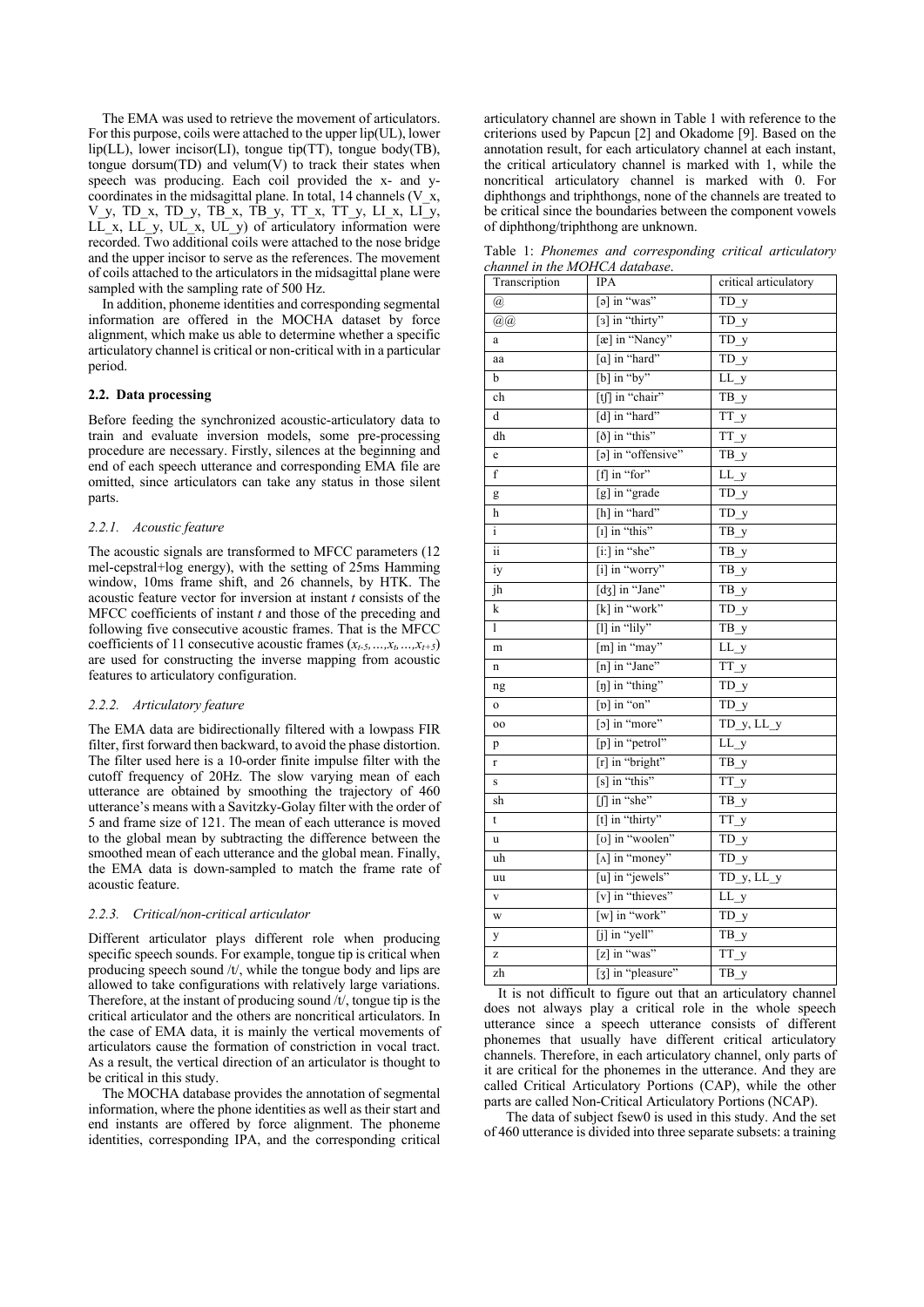The EMA was used to retrieve the movement of articulators. For this purpose, coils were attached to the upper lip(UL), lower lip(LL), lower incisor(LI), tongue tip(TT), tongue body(TB), tongue dorsum(TD) and velum(V) to track their states when speech was producing. Each coil provided the x- and y-coordinates in the midsagittal plane. In total, 14 channels (V_x, V_y, TD_x, TD_y, TB_x, TB_y, TT_x, TT_y, LI_x, LI_y, LL_x, LL_y, UL_x, UL_y) of articulatory information were recorded. Two additional coils were attached to the nose bridge and the upper incisor to serve as the references. The movement of coils attached to the articulators in the midsagittal plane were sampled with the sampling rate of 500 Hz.

In addition, phoneme identities and corresponding segmental information are offered in the MOCHA dataset by force alignment, which make us able to determine whether a specific articulatory channel is critical or non-critical with in a particular period.

### 2.2. Data processing

Before feeding the synchronized acoustic-articulatory data to train and evaluate inversion models, some pre-processing procedure are necessary. Firstly, silences at the beginning and end of each speech utterance and corresponding EMA file are omitted, since articulators can take any status in those silent parts.

#### 2.2.1. *Acoustic feature*

The acoustic signals are transformed to MFCC parameters (12 mel-cepstral+log energy), with the setting of 25ms Hamming window, 10ms frame shift, and 26 channels, by HTK. The acoustic feature vector for inversion at instant $t$ consists of the MFCC coefficients of instant $t$ and those of the preceding and following five consecutive acoustic frames. That is the MFCC coefficients of 11 consecutive acoustic frames ($x_{t-5},\ldots,x_t,\ldots,x_{t+5}$) are used for constructing the inverse mapping from acoustic features to articulatory configuration.

#### 2.2.2. *Articulatory feature*

The EMA data are bidirectionally filtered with a lowpass FIR filter, first forward then backward, to avoid the phase distortion. The filter used here is a 10-order finite impulse filter with the cutoff frequency of 20Hz. The slow varying mean of each utterance are obtained by smoothing the trajectory of 460 utterance's means with a Savitzky-Golay filter with the order of 5 and frame size of 121. The mean of each utterance is moved to the global mean by subtracting the difference between the smoothed mean of each utterance and the global mean. Finally, the EMA data is down-sampled to match the frame rate of acoustic feature.

#### 2.2.3. *Critical/non-critical articulator*

Different articulator plays different role when producing specific speech sounds. For example, tongue tip is critical when producing speech sound /t/, while the tongue body and lips are allowed to take configurations with relatively large variations. Therefore, at the instant of producing sound /t/, tongue tip is the critical articulator and the others are noncritical articulators. In the case of EMA data, it is mainly the vertical movements of articulators cause the formation of constriction in vocal tract. As a result, the vertical direction of an articulator is thought to be critical in this study.

The MOCHA database provides the annotation of segmental information, where the phone identities as well as their start and end instants are offered by force alignment. The phoneme identities, corresponding IPA, and the corresponding critical articulatory channel are shown in Table 1 with reference to the criterions used by Papcun [2] and Okadome [9]. Based on the annotation result, for each articulatory channel at each instant, the critical articulatory channel is marked with 1, while the noncritical articulatory channel is marked with 0. For diphthongs and triphthongs, none of the channels are treated to be critical since the boundaries between the component vowels of diphthong/triphthong are unknown.

Table 1: *Phonemes and corresponding critical articulatory channel in the MOHCA database.*

| Transcription | IPA | critical articulatory |
|---|---|---|
| @ | [ə] in "was" | TD_y |
| @@ | [ɜ] in "thirty" | TD_y |
| a | [æ] in "Nancy" | TD_y |
| aa | [ɑ] in "hard" | TD_y |
| b | [b] in "by" | LL_y |
| ch | [tʃ] in "chair" | TB_y |
| d | [d] in "hard" | TT_y |
| dh | [ð] in "this" | TT_y |
| e | [ə] in "offensive" | TB_y |
| f | [f] in "for" | LL_y |
| g | [g] in "grade | TD_y |
| h | [h] in "hard" | TD_y |
| i | [ɪ] in "this" | TB_y |
| ii | [i:] in "she" | TB_y |
| iy | [i] in "worry" | TB_y |
| jh | [dʒ] in "Jane" | TB_y |
| k | [k] in "work" | TD_y |
| l | [l] in "lily" | TB_y |
| m | [m] in "may" | LL_y |
| n | [n] in "Jane" | TT_y |
| ng | [ŋ] in "thing" | TD_y |
| o | [ɒ] in "on" | TD_y |
| oo | [ɔ] in "more" | TD_y, LL_y |
| p | [p] in "petrol" | LL_y |
| r | [r] in "bright" | TB_y |
| s | [s] in "this" | TT_y |
| sh | [ʃ] in "she" | TB_y |
| t | [t] in "thirty" | TT_y |
| u | [ʊ] in "woolen" | TD_y |
| uh | [ʌ] in "money" | TD_y |
| uu | [u] in "jewels" | TD_y, LL_y |
| v | [v] in "thieves" | LL_y |
| w | [w] in "work" | TD_y |
| y | [j] in "yell" | TB_y |
| z | [z] in "was" | TT_y |
| zh | [ʒ] in "pleasure" | TB_y |

It is not difficult to figure out that an articulatory channel does not always play a critical role in the whole speech utterance since a speech utterance consists of different phonemes that usually have different critical articulatory channels. Therefore, in each articulatory channel, only parts of it are critical for the phonemes in the utterance. And they are called Critical Articulatory Portions (CAP), while the other parts are called Non-Critical Articulatory Portions (NCAP).

The data of subject fsew0 is used in this study. And the set of 460 utterance is divided into three separate subsets: a training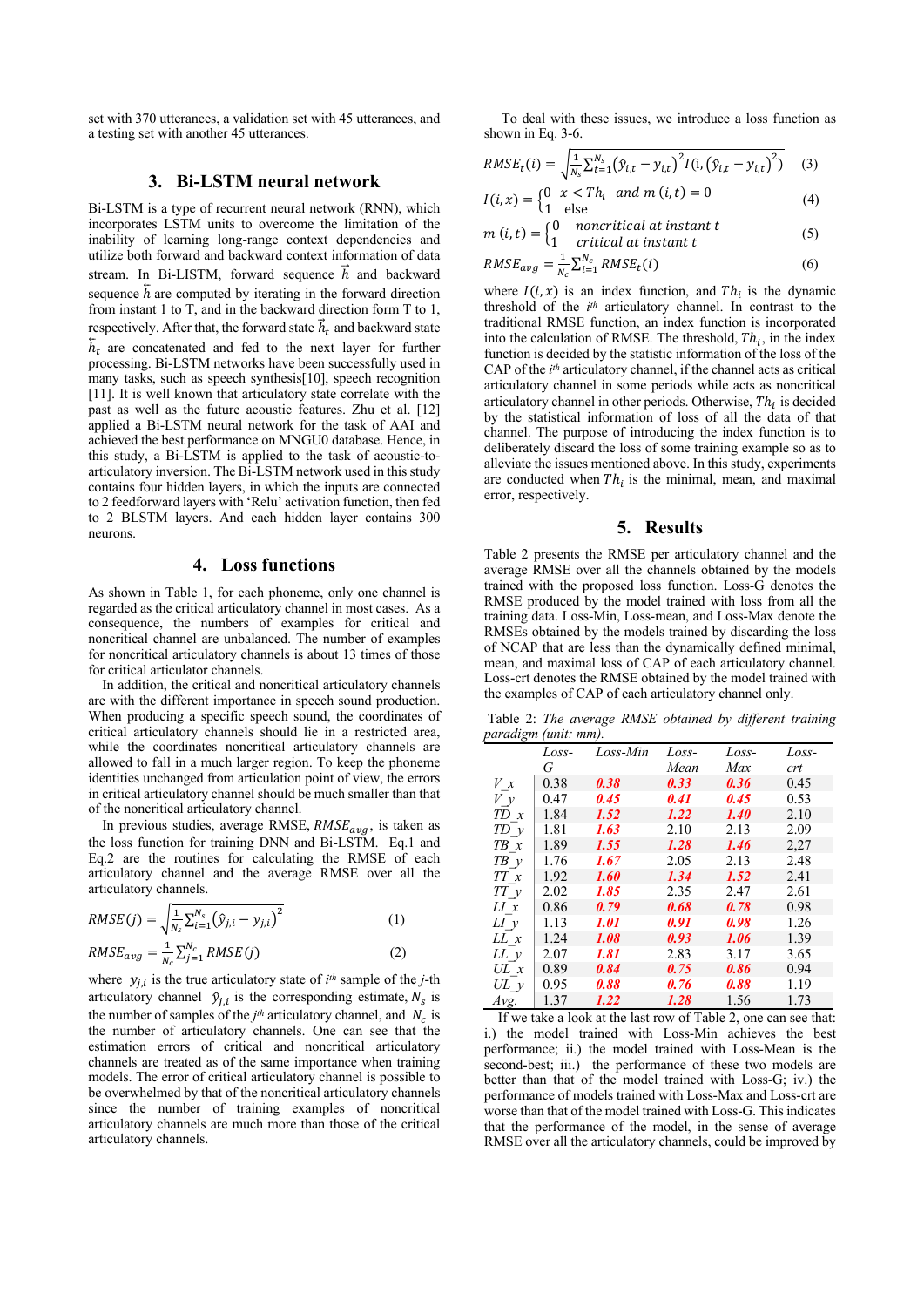set with 370 utterances, a validation set with 45 utterances, and a testing set with another 45 utterances.

## 3. Bi-LSTM neural network

Bi-LSTM is a type of recurrent neural network (RNN), which incorporates LSTM units to overcome the limitation of the inability of learning long-range context dependencies and utilize both forward and backward context information of data stream. In Bi-LISTM, forward sequence $\vec{h}$ and backward sequence $\overleftarrow{h}$ are computed by iterating in the forward direction from instant 1 to T, and in the backward direction form T to 1, respectively. After that, the forward state $\vec{h}_t$ and backward state $\overleftarrow{h}_t$ are concatenated and fed to the next layer for further processing. Bi-LSTM networks have been successfully used in many tasks, such as speech synthesis[10], speech recognition [11]. It is well known that articulatory state correlate with the past as well as the future acoustic features. Zhu et al. [12] applied a Bi-LSTM neural network for the task of AAI and achieved the best performance on MNGU0 database. Hence, in this study, a Bi-LSTM is applied to the task of acoustic-to-articulatory inversion. The Bi-LSTM network used in this study contains four hidden layers, in which the inputs are connected to 2 feedforward layers with 'Relu' activation function, then fed to 2 BLSTM layers. And each hidden layer contains 300 neurons.

## 4. Loss functions

As shown in Table 1, for each phoneme, only one channel is regarded as the critical articulatory channel in most cases. As a consequence, the numbers of examples for critical and noncritical channel are unbalanced. The number of examples for noncritical articulatory channels is about 13 times of those for critical articulator channels.

In addition, the critical and noncritical articulatory channels are with the different importance in speech sound production. When producing a specific speech sound, the coordinates of critical articulatory channels should lie in a restricted area, while the coordinates noncritical articulatory channels are allowed to fall in a much larger region. To keep the phoneme identities unchanged from articulation point of view, the errors in critical articulatory channel should be much smaller than that of the noncritical articulatory channel.

In previous studies, average RMSE, $RMSE_{avg}$, is taken as the loss function for training DNN and Bi-LSTM. Eq.1 and Eq.2 are the routines for calculating the RMSE of each articulatory channel and the average RMSE over all the articulatory channels.

$$RMSE(j) = \sqrt{\frac{1}{N_s}\sum_{i=1}^{N_s}\left(\hat{y}_{j,i} - y_{j,i}\right)^2} \tag{1}$$

$$RMSE_{avg} = \frac{1}{N_c}\sum_{j=1}^{N_c} RMSE(j) \tag{2}$$

where $y_{j,i}$ is the true articulatory state of $i^{th}$ sample of the $j$-th articulatory channel $\hat{y}_{j,i}$ is the corresponding estimate, $N_s$ is the number of samples of the $j^{th}$ articulatory channel, and $N_c$ is the number of articulatory channels. One can see that the estimation errors of critical and noncritical articulatory channels are treated as of the same importance when training models. The error of critical articulatory channel is possible to be overwhelmed by that of the noncritical articulatory channels since the number of training examples of noncritical articulatory channels are much more than those of the critical articulatory channels.

To deal with these issues, we introduce a loss function as shown in Eq. 3-6.

$$RMSE_t(i) = \sqrt{\frac{1}{N_s}\sum_{t=1}^{N_s}\left(\hat{y}_{i,t} - y_{i,t}\right)^2 I\left(\mathrm{i}, \left(\hat{y}_{i,t} - y_{i,t}\right)^2\right)} \tag{3}$$

$$I(i,x) = \begin{cases} 0 & x < Th_i \ \text{ and } m\,(i,t) = 0 \\ 1 & \text{else} \end{cases} \tag{4}$$

$$m\,(i,t) = \begin{cases} 0 & \text{noncritical at instant } t \\ 1 & \text{critical at instant } t \end{cases} \tag{5}$$

$$RMSE_{avg} = \frac{1}{N_c}\sum_{i=1}^{N_c} RMSE_t(i) \tag{6}$$

where $I(i,x)$ is an index function, and $Th_i$ is the dynamic threshold of the $i^{th}$ articulatory channel. In contrast to the traditional RMSE function, an index function is incorporated into the calculation of RMSE. The threshold, $Th_i$, in the index function is decided by the statistic information of the loss of the CAP of the $i^{th}$ articulatory channel, if the channel acts as critical articulatory channel in some periods while acts as noncritical articulatory channel in other periods. Otherwise, $Th_i$ is decided by the statistical information of loss of all the data of that channel. The purpose of introducing the index function is to deliberately discard the loss of some training example so as to alleviate the issues mentioned above. In this study, experiments are conducted when $Th_i$ is the minimal, mean, and maximal error, respectively.

## 5. Results

Table 2 presents the RMSE per articulatory channel and the average RMSE over all the channels obtained by the models trained with the proposed loss function. Loss-G denotes the RMSE produced by the model trained with loss from all the training data. Loss-Min, Loss-mean, and Loss-Max denote the RMSEs obtained by the models trained by discarding the loss of NCAP that are less than the dynamically defined minimal, mean, and maximal loss of CAP of each articulatory channel. Loss-crt denotes the RMSE obtained by the model trained with the examples of CAP of each articulatory channel only.

Table 2: *The average RMSE obtained by different training paradigm (unit: mm).*

| | Loss-G | Loss-Min | Loss-Mean | Loss-Max | Loss-crt |
|---|---|---|---|---|---|
| *V_x* | 0.38 | ***0.38*** | ***0.33*** | ***0.36*** | 0.45 |
| *V_y* | 0.47 | ***0.45*** | ***0.41*** | ***0.45*** | 0.53 |
| *TD_x* | 1.84 | ***1.52*** | ***1.22*** | ***1.40*** | 2.10 |
| *TD_y* | 1.81 | ***1.63*** | 2.10 | 2.13 | 2.09 |
| *TB_x* | 1.89 | ***1.55*** | ***1.28*** | ***1.46*** | 2,27 |
| *TB_y* | 1.76 | ***1.67*** | 2.05 | 2.13 | 2.48 |
| *TT_x* | 1.92 | ***1.60*** | ***1.34*** | ***1.52*** | 2.41 |
| *TT_y* | 2.02 | ***1.85*** | 2.35 | 2.47 | 2.61 |
| *LI_x* | 0.86 | ***0.79*** | ***0.68*** | ***0.78*** | 0.98 |
| *LI_y* | 1.13 | ***1.01*** | ***0.91*** | ***0.98*** | 1.26 |
| *LL_x* | 1.24 | ***1.08*** | ***0.93*** | ***1.06*** | 1.39 |
| *LL_y* | 2.07 | ***1.81*** | 2.83 | 3.17 | 3.65 |
| *UL_x* | 0.89 | ***0.84*** | ***0.75*** | ***0.86*** | 0.94 |
| *UL_y* | 0.95 | ***0.88*** | ***0.76*** | ***0.88*** | 1.19 |
| *Avg.* | 1.37 | ***1.22*** | ***1.28*** | 1.56 | 1.73 |

If we take a look at the last row of Table 2, one can see that: i.) the model trained with Loss-Min achieves the best performance; ii.) the model trained with Loss-Mean is the second-best; iii.) the performance of these two models are better than that of the model trained with Loss-G; iv.) the performance of models trained with Loss-Max and Loss-crt are worse than that of the model trained with Loss-G. This indicates that the performance of the model, in the sense of average RMSE over all the articulatory channels, could be improved by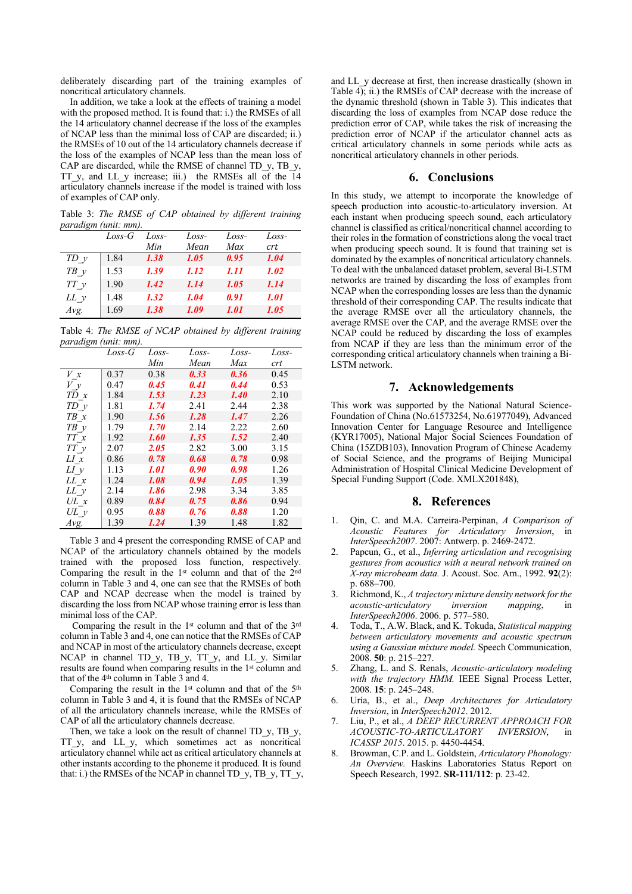deliberately discarding part of the training examples of noncritical articulatory channels.

In addition, we take a look at the effects of training a model with the proposed method. It is found that: i.) the RMSEs of all the 14 articulatory channel decrease if the loss of the examples of NCAP less than the minimal loss of CAP are discarded; ii.) the RMSEs of 10 out of the 14 articulatory channels decrease if the loss of the examples of NCAP less than the mean loss of CAP are discarded, while the RMSE of channel TD_y, TB_y, TT_y, and LL_y increase; iii.) the RMSEs all of the 14 articulatory channels increase if the model is trained with loss of examples of CAP only.

Table 3: *The RMSE of CAP obtained by different training paradigm (unit: mm).*

| | Loss-G | Loss-Min | Loss-Mean | Loss-Max | Loss-crt |
|---|---|---|---|---|---|
| *TD_y* | 1.84 | ***1.38*** | ***1.05*** | ***0.95*** | ***1.04*** |
| *TB_y* | 1.53 | ***1.39*** | ***1.12*** | ***1.11*** | ***1.02*** |
| *TT_y* | 1.90 | ***1.42*** | ***1.14*** | ***1.05*** | ***1.14*** |
| *LL_y* | 1.48 | ***1.32*** | ***1.04*** | ***0.91*** | ***1.01*** |
| *Avg.* | 1.69 | ***1.38*** | ***1.09*** | ***1.01*** | ***1.05*** |

Table 4: *The RMSE of NCAP obtained by different training paradigm (unit: mm).*

| | Loss-G | Loss-Min | Loss-Mean | Loss-Max | Loss-crt |
|---|---|---|---|---|---|
| *V_x* | 0.37 | 0.38 | ***0.33*** | ***0.36*** | 0.45 |
| *V_y* | 0.47 | ***0.45*** | ***0.41*** | ***0.44*** | 0.53 |
| *TD_x* | 1.84 | ***1.53*** | ***1.23*** | ***1.40*** | 2.10 |
| *TD_y* | 1.81 | ***1.74*** | 2.41 | 2.44 | 2.38 |
| *TB_x* | 1.90 | ***1.56*** | ***1.28*** | ***1.47*** | 2.26 |
| *TB_y* | 1.79 | ***1.70*** | 2.14 | 2.22 | 2.60 |
| *TT_x* | 1.92 | ***1.60*** | ***1.35*** | ***1.52*** | 2.40 |
| *TT_y* | 2.07 | ***2.05*** | 2.82 | 3.00 | 3.15 |
| *LI_x* | 0.86 | ***0.78*** | ***0.68*** | ***0.78*** | 0.98 |
| *LI_y* | 1.13 | ***1.01*** | ***0.90*** | ***0.98*** | 1.26 |
| *LL_x* | 1.24 | ***1.08*** | ***0.94*** | ***1.05*** | 1.39 |
| *LL_y* | 2.14 | ***1.86*** | 2.98 | 3.34 | 3.85 |
| *UL_x* | 0.89 | ***0.84*** | ***0.75*** | ***0.86*** | 0.94 |
| *UL_y* | 0.95 | ***0.88*** | ***0.76*** | ***0.88*** | 1.20 |
| *Avg.* | 1.39 | ***1.24*** | 1.39 | 1.48 | 1.82 |

Table 3 and 4 present the corresponding RMSE of CAP and NCAP of the articulatory channels obtained by the models trained with the proposed loss function, respectively. Comparing the result in the 1st column and that of the 2nd column in Table 3 and 4, one can see that the RMSEs of both CAP and NCAP decrease when the model is trained by discarding the loss from NCAP whose training error is less than minimal loss of the CAP.

Comparing the result in the 1st column and that of the 3rd column in Table 3 and 4, one can notice that the RMSEs of CAP and NCAP in most of the articulatory channels decrease, except NCAP in channel TD_y, TB_y, TT_y, and LL_y. Similar results are found when comparing results in the 1st column and that of the 4th column in Table 3 and 4.

Comparing the result in the 1st column and that of the 5th column in Table 3 and 4, it is found that the RMSEs of NCAP of all the articulatory channels increase, while the RMSEs of CAP of all the articulatory channels decrease.

Then, we take a look on the result of channel TD_y, TB_y, TT_y, and LL_y, which sometimes act as noncritical articulatory channel while act as critical articulatory channels at other instants according to the phoneme it produced. It is found that: i.) the RMSEs of the NCAP in channel TD_y, TB_y, TT_y, and LL_y decrease at first, then increase drastically (shown in Table 4); ii.) the RMSEs of CAP decrease with the increase of the dynamic threshold (shown in Table 3). This indicates that discarding the loss of examples from NCAP dose reduce the prediction error of CAP, while takes the risk of increasing the prediction error of NCAP if the articulator channel acts as critical articulatory channels in some periods while acts as noncritical articulatory channels in other periods.

## 6. Conclusions

In this study, we attempt to incorporate the knowledge of speech production into acoustic-to-articulatory inversion. At each instant when producing speech sound, each articulatory channel is classified as critical/noncritical channel according to their roles in the formation of constrictions along the vocal tract when producing speech sound. It is found that training set is dominated by the examples of noncritical articulatory channels. To deal with the unbalanced dataset problem, several Bi-LSTM networks are trained by discarding the loss of examples from NCAP when the corresponding losses are less than the dynamic threshold of their corresponding CAP. The results indicate that the average RMSE over all the articulatory channels, the average RMSE over the CAP, and the average RMSE over the NCAP could be reduced by discarding the loss of examples from NCAP if they are less than the minimum error of the corresponding critical articulatory channels when training a Bi-LSTM network.

## 7. Acknowledgements

This work was supported by the National Natural Science-Foundation of China (No.61573254, No.61977049), Advanced Innovation Center for Language Resource and Intelligence (KYR17005), National Major Social Sciences Foundation of China (15ZDB103), Innovation Program of Chinese Academy of Social Science, and the programs of Beijing Municipal Administration of Hospital Clinical Medicine Development of Special Funding Support (Code. XMLX201848),

## 8. References

1. Qin, C. and M.A. Carreira-Perpinan, *A Comparison of Acoustic Features for Articulatory Inversion*, in *InterSpeech2007*. 2007: Antwerp. p. 2469-2472.
2. Papcun, G., et al., *Inferring articulation and recognising gestures from acoustics with a neural network trained on X-ray microbeam data.* J. Acoust. Soc. Am., 1992. **92**(2): p. 688–700.
3. Richmond, K., *A trajectory mixture density network for the acoustic-articulatory inversion mapping*, in *InterSpeech2006*. 2006. p. 577–580.
4. Toda, T., A.W. Black, and K. Tokuda, *Statistical mapping between articulatory movements and acoustic spectrum using a Gaussian mixture model.* Speech Communication, 2008. **50**: p. 215–227.
5. Zhang, L. and S. Renals, *Acoustic-articulatory modeling with the trajectory HMM.* IEEE Signal Process Letter, 2008. **15**: p. 245–248.
6. Uría, B., et al., *Deep Architectures for Articulatory Inversion*, in *InterSpeech2012*. 2012.
7. Liu, P., et al., *A DEEP RECURRENT APPROACH FOR ACOUSTIC-TO-ARTICULATORY INVERSION*, in *ICASSP 2015*. 2015. p. 4450-4454.
8. Browman, C.P. and L. Goldstein, *Articulatory Phonology: An Overview.* Haskins Laboratories Status Report on Speech Research, 1992. **SR-111/112**: p. 23-42.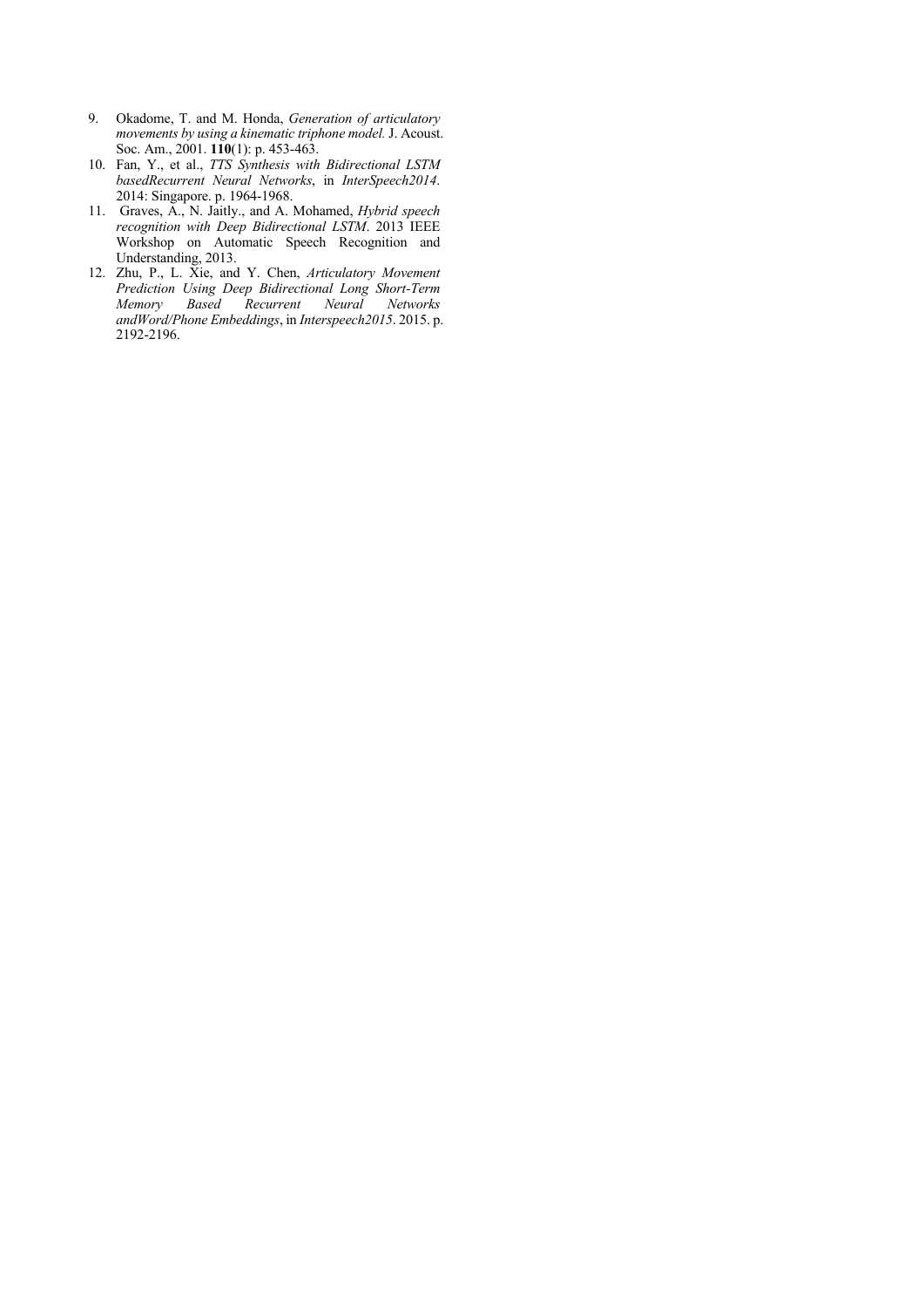9. Okadome, T. and M. Honda, *Generation of articulatory movements by using a kinematic triphone model.* J. Acoust. Soc. Am., 2001. **110**(1): p. 453-463.
10. Fan, Y., et al., *TTS Synthesis with Bidirectional LSTM basedRecurrent Neural Networks*, in *InterSpeech2014*. 2014: Singapore. p. 1964-1968.
11. Graves, A., N. Jaitly., and A. Mohamed, *Hybrid speech recognition with Deep Bidirectional LSTM*. 2013 IEEE Workshop on Automatic Speech Recognition and Understanding, 2013.
12. Zhu, P., L. Xie, and Y. Chen, *Articulatory Movement Prediction Using Deep Bidirectional Long Short-Term Memory Based Recurrent Neural Networks andWord/Phone Embeddings*, in *Interspeech2015*. 2015. p. 2192-2196.